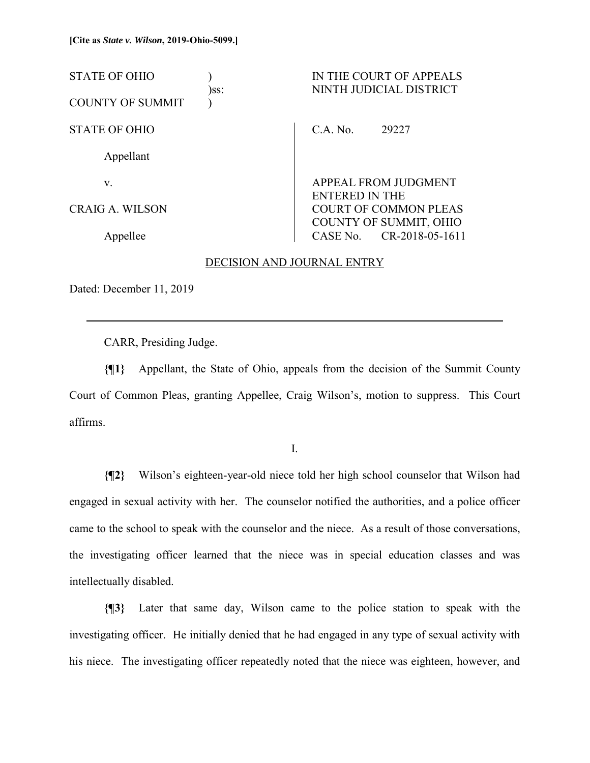**[Cite as *State v. Wilson*, 2019-Ohio-5099.]**

| | | |
|---|---|---|
| STATE OF OHIO | ) | IN THE COURT OF APPEALS |
| | )ss: | NINTH JUDICIAL DISTRICT |
| COUNTY OF SUMMIT | ) | |

| | |
|---|---|
| STATE OF OHIO | C.A. No. 29227 |
| Appellant | |
| v. | APPEAL FROM JUDGMENT ENTERED IN THE |
| CRAIG A. WILSON | COURT OF COMMON PLEAS COUNTY OF SUMMIT, OHIO |
| Appellee | CASE No. CR-2018-05-1611 |

DECISION AND JOURNAL ENTRY

Dated: December 11, 2019

---

CARR, Presiding Judge.

**{¶1}** Appellant, the State of Ohio, appeals from the decision of the Summit County Court of Common Pleas, granting Appellee, Craig Wilson's, motion to suppress. This Court affirms.

I.

**{¶2}** Wilson's eighteen-year-old niece told her high school counselor that Wilson had engaged in sexual activity with her. The counselor notified the authorities, and a police officer came to the school to speak with the counselor and the niece. As a result of those conversations, the investigating officer learned that the niece was in special education classes and was intellectually disabled.

**{¶3}** Later that same day, Wilson came to the police station to speak with the investigating officer. He initially denied that he had engaged in any type of sexual activity with his niece. The investigating officer repeatedly noted that the niece was eighteen, however, and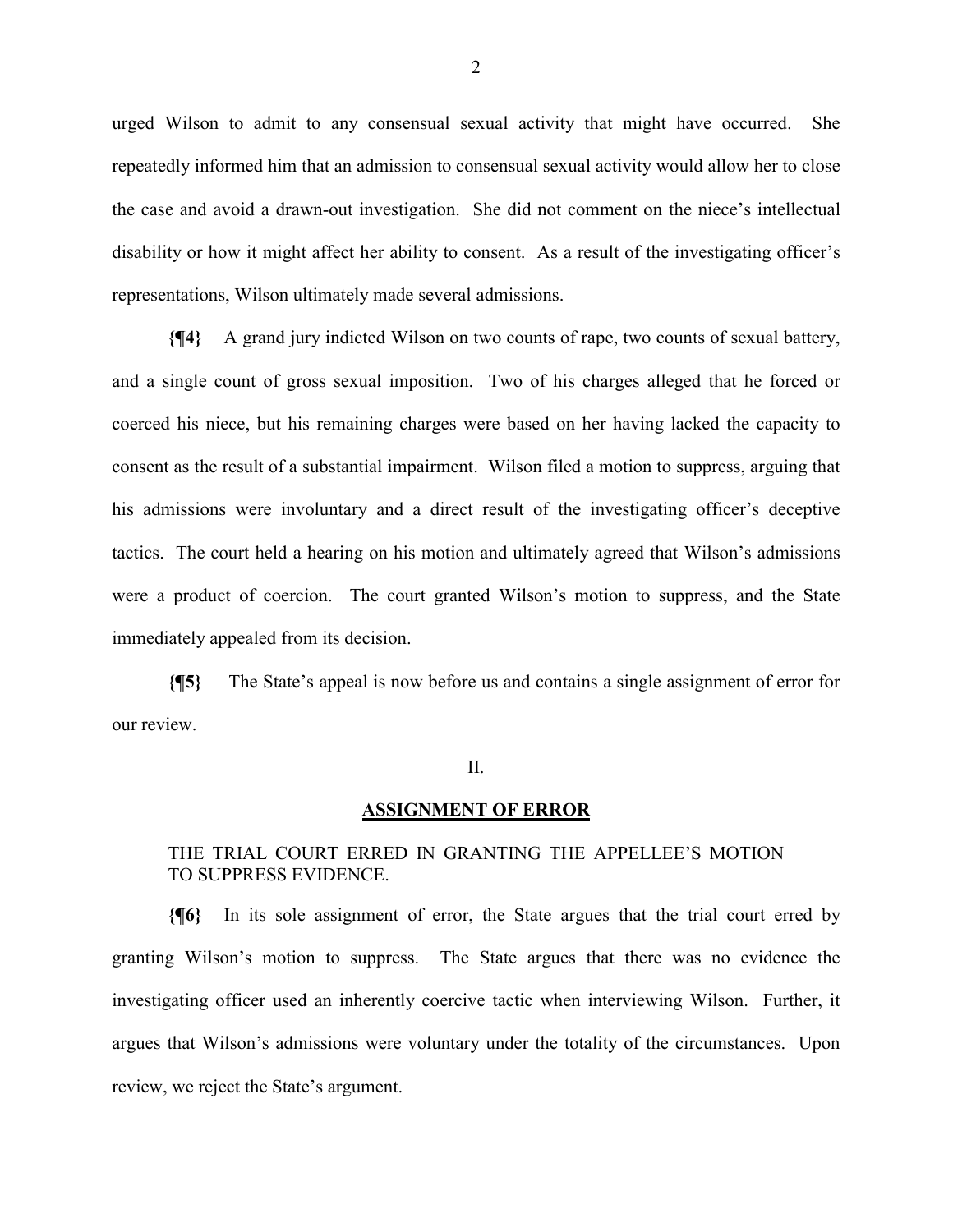urged Wilson to admit to any consensual sexual activity that might have occurred. She repeatedly informed him that an admission to consensual sexual activity would allow her to close the case and avoid a drawn-out investigation. She did not comment on the niece's intellectual disability or how it might affect her ability to consent. As a result of the investigating officer's representations, Wilson ultimately made several admissions.

**{¶4}** A grand jury indicted Wilson on two counts of rape, two counts of sexual battery, and a single count of gross sexual imposition. Two of his charges alleged that he forced or coerced his niece, but his remaining charges were based on her having lacked the capacity to consent as the result of a substantial impairment. Wilson filed a motion to suppress, arguing that his admissions were involuntary and a direct result of the investigating officer's deceptive tactics. The court held a hearing on his motion and ultimately agreed that Wilson's admissions were a product of coercion. The court granted Wilson's motion to suppress, and the State immediately appealed from its decision.

**{¶5}** The State's appeal is now before us and contains a single assignment of error for our review.

II.

## ASSIGNMENT OF ERROR

THE TRIAL COURT ERRED IN GRANTING THE APPELLEE'S MOTION TO SUPPRESS EVIDENCE.

**{¶6}** In its sole assignment of error, the State argues that the trial court erred by granting Wilson's motion to suppress. The State argues that there was no evidence the investigating officer used an inherently coercive tactic when interviewing Wilson. Further, it argues that Wilson's admissions were voluntary under the totality of the circumstances. Upon review, we reject the State's argument.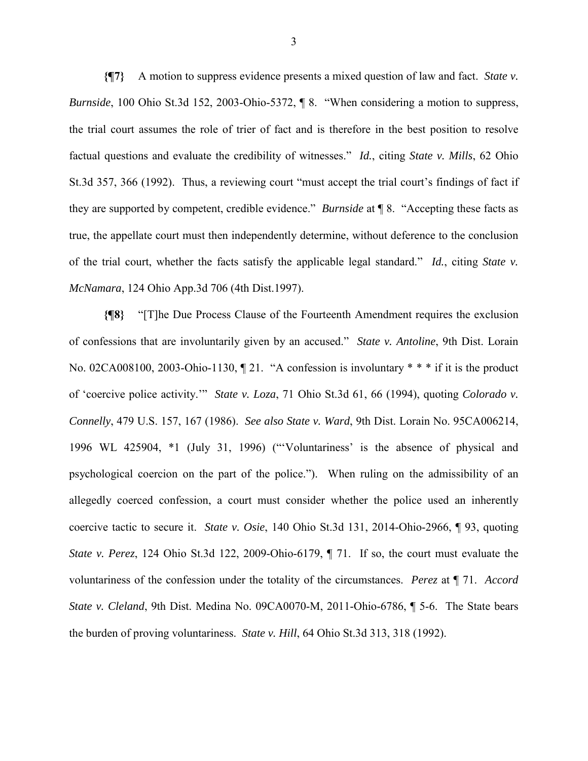**{¶7}** A motion to suppress evidence presents a mixed question of law and fact. *State v. Burnside*, 100 Ohio St.3d 152, 2003-Ohio-5372, ¶ 8. "When considering a motion to suppress, the trial court assumes the role of trier of fact and is therefore in the best position to resolve factual questions and evaluate the credibility of witnesses." *Id.*, citing *State v. Mills*, 62 Ohio St.3d 357, 366 (1992). Thus, a reviewing court "must accept the trial court's findings of fact if they are supported by competent, credible evidence." *Burnside* at ¶ 8. "Accepting these facts as true, the appellate court must then independently determine, without deference to the conclusion of the trial court, whether the facts satisfy the applicable legal standard." *Id.*, citing *State v. McNamara*, 124 Ohio App.3d 706 (4th Dist.1997).

**{¶8}** "[T]he Due Process Clause of the Fourteenth Amendment requires the exclusion of confessions that are involuntarily given by an accused." *State v. Antoline*, 9th Dist. Lorain No. 02CA008100, 2003-Ohio-1130, ¶ 21. "A confession is involuntary * * * if it is the product of 'coercive police activity.'" *State v. Loza*, 71 Ohio St.3d 61, 66 (1994), quoting *Colorado v. Connelly*, 479 U.S. 157, 167 (1986). *See also State v. Ward*, 9th Dist. Lorain No. 95CA006214, 1996 WL 425904, *1 (July 31, 1996) ("'Voluntariness' is the absence of physical and psychological coercion on the part of the police."). When ruling on the admissibility of an allegedly coerced confession, a court must consider whether the police used an inherently coercive tactic to secure it. *State v. Osie*, 140 Ohio St.3d 131, 2014-Ohio-2966, ¶ 93, quoting *State v. Perez*, 124 Ohio St.3d 122, 2009-Ohio-6179, ¶ 71. If so, the court must evaluate the voluntariness of the confession under the totality of the circumstances. *Perez* at ¶ 71. *Accord State v. Cleland*, 9th Dist. Medina No. 09CA0070-M, 2011-Ohio-6786, ¶ 5-6. The State bears the burden of proving voluntariness. *State v. Hill*, 64 Ohio St.3d 313, 318 (1992).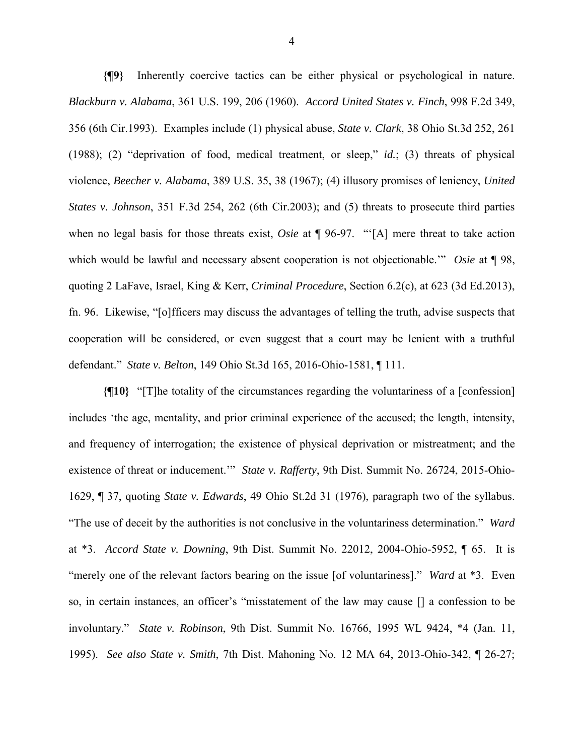**{¶9}** Inherently coercive tactics can be either physical or psychological in nature. *Blackburn v. Alabama*, 361 U.S. 199, 206 (1960). *Accord United States v. Finch*, 998 F.2d 349, 356 (6th Cir.1993). Examples include (1) physical abuse, *State v. Clark*, 38 Ohio St.3d 252, 261 (1988); (2) "deprivation of food, medical treatment, or sleep," *id.*; (3) threats of physical violence, *Beecher v. Alabama*, 389 U.S. 35, 38 (1967); (4) illusory promises of leniency, *United States v. Johnson*, 351 F.3d 254, 262 (6th Cir.2003); and (5) threats to prosecute third parties when no legal basis for those threats exist, *Osie* at ¶ 96-97. "'[A] mere threat to take action which would be lawful and necessary absent cooperation is not objectionable.'" *Osie* at ¶ 98, quoting 2 LaFave, Israel, King & Kerr, *Criminal Procedure*, Section 6.2(c), at 623 (3d Ed.2013), fn. 96. Likewise, "[o]fficers may discuss the advantages of telling the truth, advise suspects that cooperation will be considered, or even suggest that a court may be lenient with a truthful defendant." *State v. Belton*, 149 Ohio St.3d 165, 2016-Ohio-1581, ¶ 111.

**{¶10}** "[T]he totality of the circumstances regarding the voluntariness of a [confession] includes 'the age, mentality, and prior criminal experience of the accused; the length, intensity, and frequency of interrogation; the existence of physical deprivation or mistreatment; and the existence of threat or inducement.'" *State v. Rafferty*, 9th Dist. Summit No. 26724, 2015-Ohio-1629, ¶ 37, quoting *State v. Edwards*, 49 Ohio St.2d 31 (1976), paragraph two of the syllabus. "The use of deceit by the authorities is not conclusive in the voluntariness determination." *Ward* at *3. *Accord State v. Downing*, 9th Dist. Summit No. 22012, 2004-Ohio-5952, ¶ 65. It is "merely one of the relevant factors bearing on the issue [of voluntariness]." *Ward* at *3. Even so, in certain instances, an officer's "misstatement of the law may cause [] a confession to be involuntary." *State v. Robinson*, 9th Dist. Summit No. 16766, 1995 WL 9424, *4 (Jan. 11, 1995). *See also State v. Smith*, 7th Dist. Mahoning No. 12 MA 64, 2013-Ohio-342, ¶ 26-27;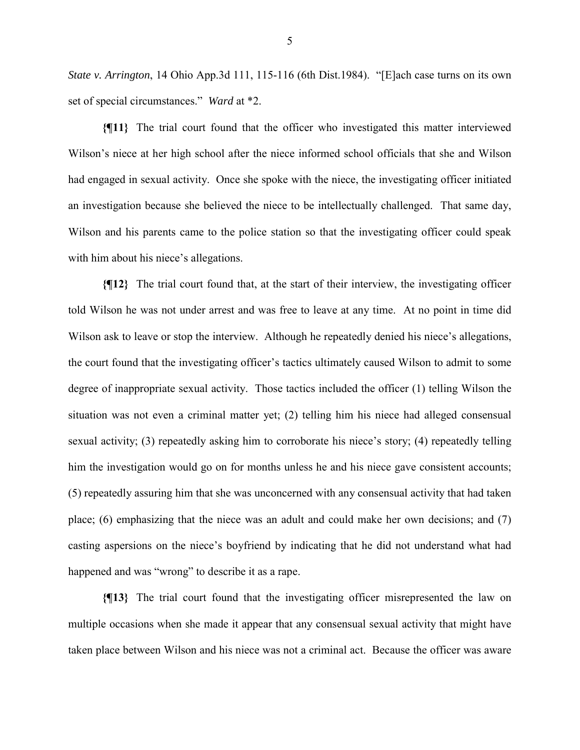*State v. Arrington*, 14 Ohio App.3d 111, 115-116 (6th Dist.1984). "[E]ach case turns on its own set of special circumstances." *Ward* at *2.

**{¶11}** The trial court found that the officer who investigated this matter interviewed Wilson's niece at her high school after the niece informed school officials that she and Wilson had engaged in sexual activity. Once she spoke with the niece, the investigating officer initiated an investigation because she believed the niece to be intellectually challenged. That same day, Wilson and his parents came to the police station so that the investigating officer could speak with him about his niece's allegations.

**{¶12}** The trial court found that, at the start of their interview, the investigating officer told Wilson he was not under arrest and was free to leave at any time. At no point in time did Wilson ask to leave or stop the interview. Although he repeatedly denied his niece's allegations, the court found that the investigating officer's tactics ultimately caused Wilson to admit to some degree of inappropriate sexual activity. Those tactics included the officer (1) telling Wilson the situation was not even a criminal matter yet; (2) telling him his niece had alleged consensual sexual activity; (3) repeatedly asking him to corroborate his niece's story; (4) repeatedly telling him the investigation would go on for months unless he and his niece gave consistent accounts; (5) repeatedly assuring him that she was unconcerned with any consensual activity that had taken place; (6) emphasizing that the niece was an adult and could make her own decisions; and (7) casting aspersions on the niece's boyfriend by indicating that he did not understand what had happened and was "wrong" to describe it as a rape.

**{¶13}** The trial court found that the investigating officer misrepresented the law on multiple occasions when she made it appear that any consensual sexual activity that might have taken place between Wilson and his niece was not a criminal act. Because the officer was aware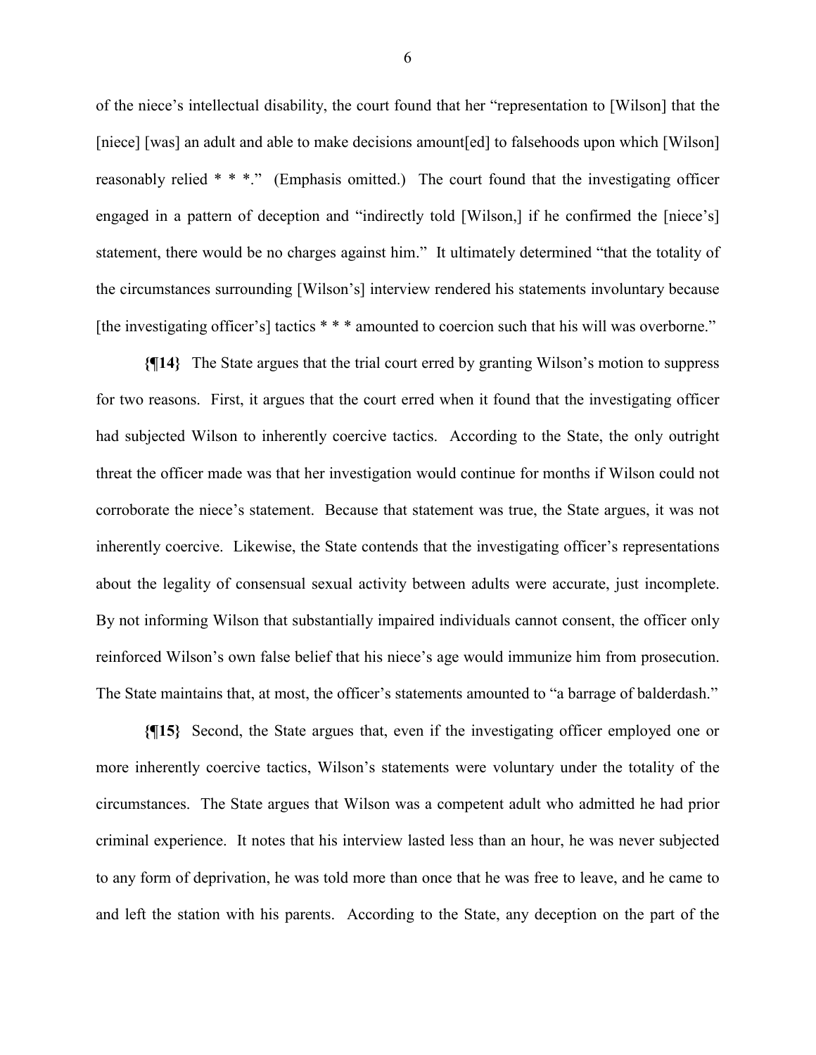of the niece's intellectual disability, the court found that her "representation to [Wilson] that the [niece] [was] an adult and able to make decisions amount[ed] to falsehoods upon which [Wilson] reasonably relied * * *." (Emphasis omitted.) The court found that the investigating officer engaged in a pattern of deception and "indirectly told [Wilson,] if he confirmed the [niece's] statement, there would be no charges against him." It ultimately determined "that the totality of the circumstances surrounding [Wilson's] interview rendered his statements involuntary because [the investigating officer's] tactics * * * amounted to coercion such that his will was overborne."

**{¶14}** The State argues that the trial court erred by granting Wilson's motion to suppress for two reasons. First, it argues that the court erred when it found that the investigating officer had subjected Wilson to inherently coercive tactics. According to the State, the only outright threat the officer made was that her investigation would continue for months if Wilson could not corroborate the niece's statement. Because that statement was true, the State argues, it was not inherently coercive. Likewise, the State contends that the investigating officer's representations about the legality of consensual sexual activity between adults were accurate, just incomplete. By not informing Wilson that substantially impaired individuals cannot consent, the officer only reinforced Wilson's own false belief that his niece's age would immunize him from prosecution. The State maintains that, at most, the officer's statements amounted to "a barrage of balderdash."

**{¶15}** Second, the State argues that, even if the investigating officer employed one or more inherently coercive tactics, Wilson's statements were voluntary under the totality of the circumstances. The State argues that Wilson was a competent adult who admitted he had prior criminal experience. It notes that his interview lasted less than an hour, he was never subjected to any form of deprivation, he was told more than once that he was free to leave, and he came to and left the station with his parents. According to the State, any deception on the part of the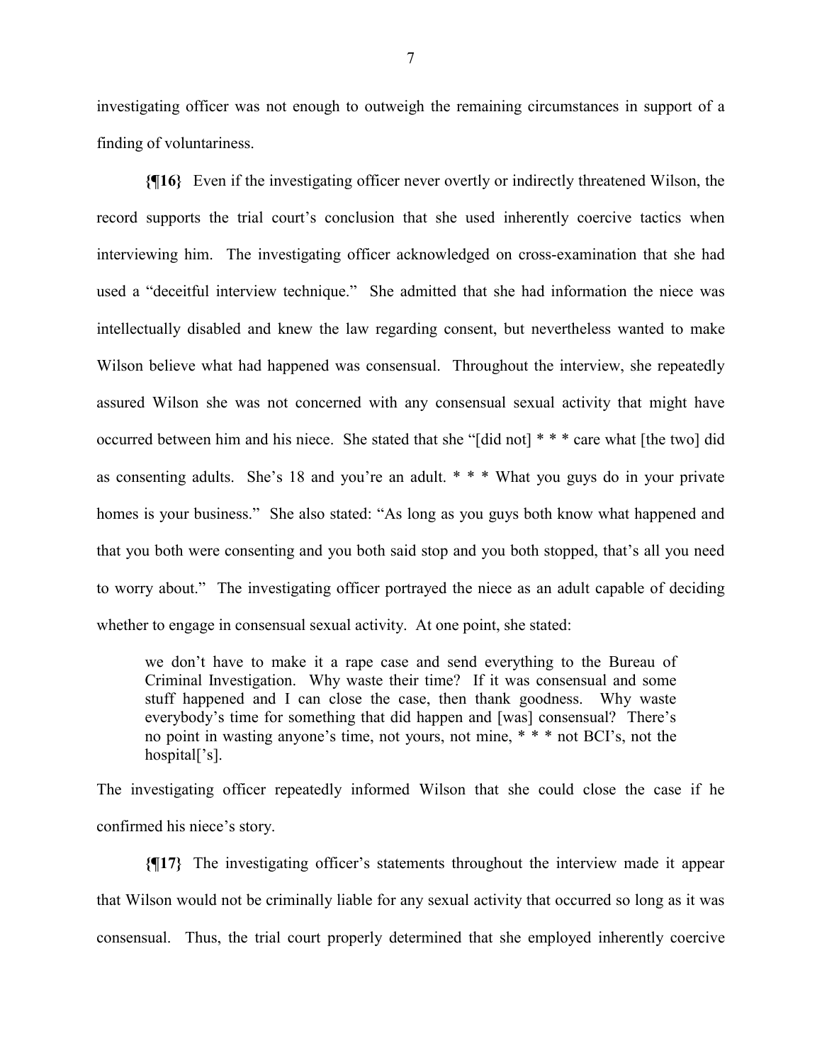investigating officer was not enough to outweigh the remaining circumstances in support of a finding of voluntariness.

**{¶16}** Even if the investigating officer never overtly or indirectly threatened Wilson, the record supports the trial court's conclusion that she used inherently coercive tactics when interviewing him. The investigating officer acknowledged on cross-examination that she had used a "deceitful interview technique." She admitted that she had information the niece was intellectually disabled and knew the law regarding consent, but nevertheless wanted to make Wilson believe what had happened was consensual. Throughout the interview, she repeatedly assured Wilson she was not concerned with any consensual sexual activity that might have occurred between him and his niece. She stated that she "[did not] * * * care what [the two] did as consenting adults. She's 18 and you're an adult. * * * What you guys do in your private homes is your business." She also stated: "As long as you guys both know what happened and that you both were consenting and you both said stop and you both stopped, that's all you need to worry about." The investigating officer portrayed the niece as an adult capable of deciding whether to engage in consensual sexual activity. At one point, she stated:

> we don't have to make it a rape case and send everything to the Bureau of Criminal Investigation. Why waste their time? If it was consensual and some stuff happened and I can close the case, then thank goodness. Why waste everybody's time for something that did happen and [was] consensual? There's no point in wasting anyone's time, not yours, not mine, * * * not BCI's, not the hospital['s].

The investigating officer repeatedly informed Wilson that she could close the case if he confirmed his niece's story.

**{¶17}** The investigating officer's statements throughout the interview made it appear that Wilson would not be criminally liable for any sexual activity that occurred so long as it was consensual. Thus, the trial court properly determined that she employed inherently coercive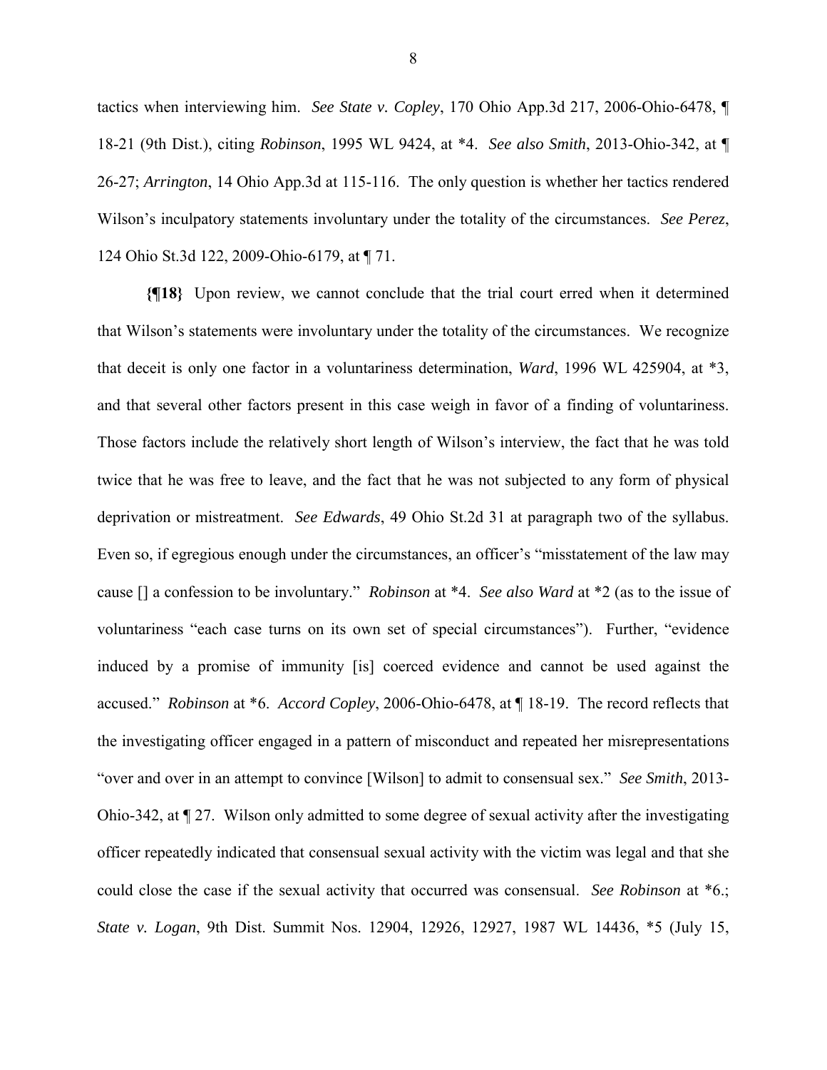tactics when interviewing him. *See State v. Copley*, 170 Ohio App.3d 217, 2006-Ohio-6478, ¶ 18-21 (9th Dist.), citing *Robinson*, 1995 WL 9424, at *4. *See also Smith*, 2013-Ohio-342, at ¶ 26-27; *Arrington*, 14 Ohio App.3d at 115-116. The only question is whether her tactics rendered Wilson's inculpatory statements involuntary under the totality of the circumstances. *See Perez*, 124 Ohio St.3d 122, 2009-Ohio-6179, at ¶ 71.

**{¶18}** Upon review, we cannot conclude that the trial court erred when it determined that Wilson's statements were involuntary under the totality of the circumstances. We recognize that deceit is only one factor in a voluntariness determination, *Ward*, 1996 WL 425904, at *3, and that several other factors present in this case weigh in favor of a finding of voluntariness. Those factors include the relatively short length of Wilson's interview, the fact that he was told twice that he was free to leave, and the fact that he was not subjected to any form of physical deprivation or mistreatment. *See Edwards*, 49 Ohio St.2d 31 at paragraph two of the syllabus. Even so, if egregious enough under the circumstances, an officer's "misstatement of the law may cause [] a confession to be involuntary." *Robinson* at *4. *See also Ward* at *2 (as to the issue of voluntariness "each case turns on its own set of special circumstances"). Further, "evidence induced by a promise of immunity [is] coerced evidence and cannot be used against the accused." *Robinson* at *6. *Accord Copley*, 2006-Ohio-6478, at ¶ 18-19. The record reflects that the investigating officer engaged in a pattern of misconduct and repeated her misrepresentations "over and over in an attempt to convince [Wilson] to admit to consensual sex." *See Smith*, 2013-Ohio-342, at ¶ 27. Wilson only admitted to some degree of sexual activity after the investigating officer repeatedly indicated that consensual sexual activity with the victim was legal and that she could close the case if the sexual activity that occurred was consensual. *See Robinson* at *6.; *State v. Logan*, 9th Dist. Summit Nos. 12904, 12926, 12927, 1987 WL 14436, *5 (July 15,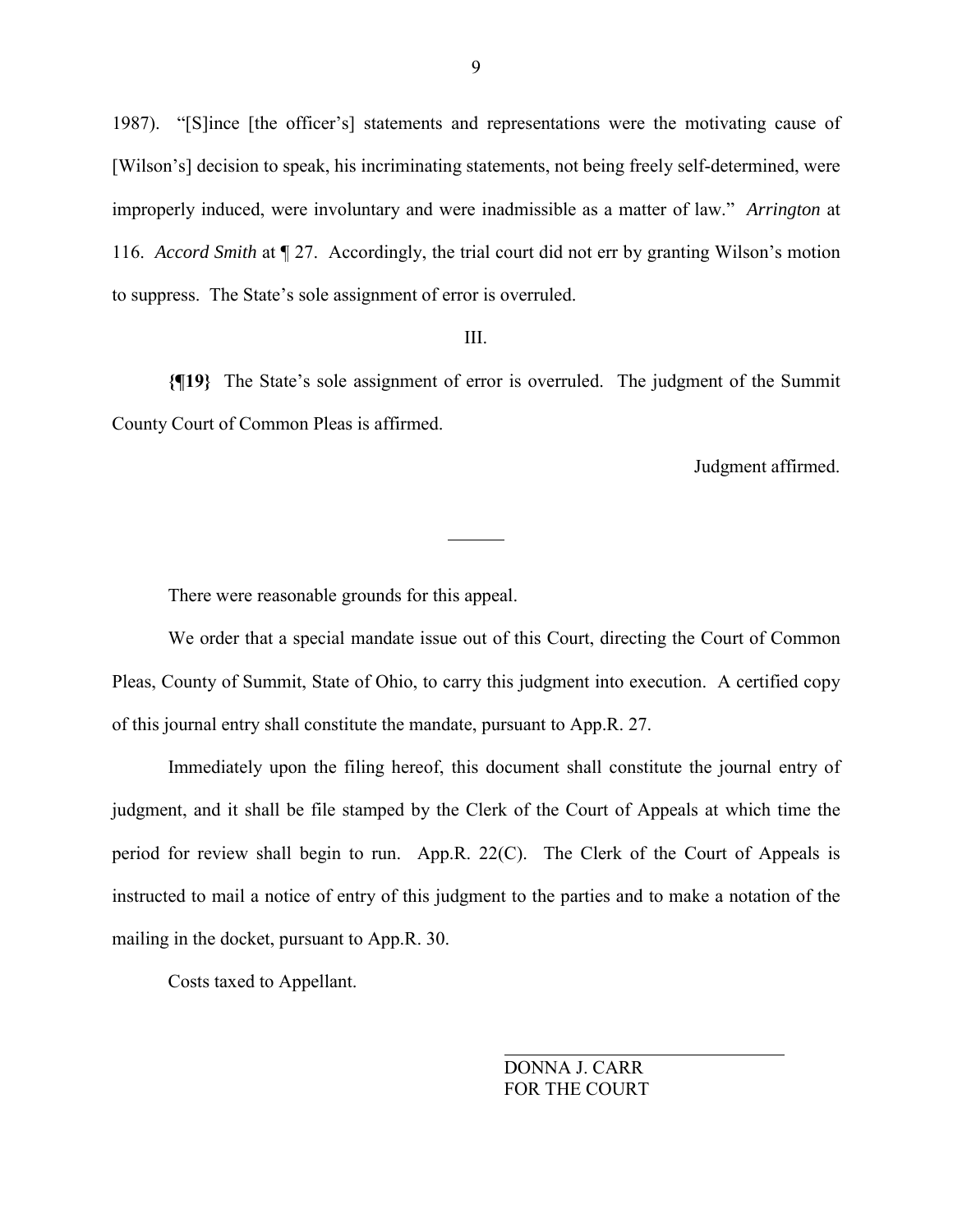1987). "[S]ince [the officer's] statements and representations were the motivating cause of [Wilson's] decision to speak, his incriminating statements, not being freely self-determined, were improperly induced, were involuntary and were inadmissible as a matter of law." *Arrington* at 116. *Accord Smith* at ¶ 27. Accordingly, the trial court did not err by granting Wilson's motion to suppress. The State's sole assignment of error is overruled.

III.

**{¶19}** The State's sole assignment of error is overruled. The judgment of the Summit County Court of Common Pleas is affirmed.

Judgment affirmed.

---

There were reasonable grounds for this appeal.

We order that a special mandate issue out of this Court, directing the Court of Common Pleas, County of Summit, State of Ohio, to carry this judgment into execution. A certified copy of this journal entry shall constitute the mandate, pursuant to App.R. 27.

Immediately upon the filing hereof, this document shall constitute the journal entry of judgment, and it shall be file stamped by the Clerk of the Court of Appeals at which time the period for review shall begin to run. App.R. 22(C). The Clerk of the Court of Appeals is instructed to mail a notice of entry of this judgment to the parties and to make a notation of the mailing in the docket, pursuant to App.R. 30.

Costs taxed to Appellant.

DONNA J. CARR
FOR THE COURT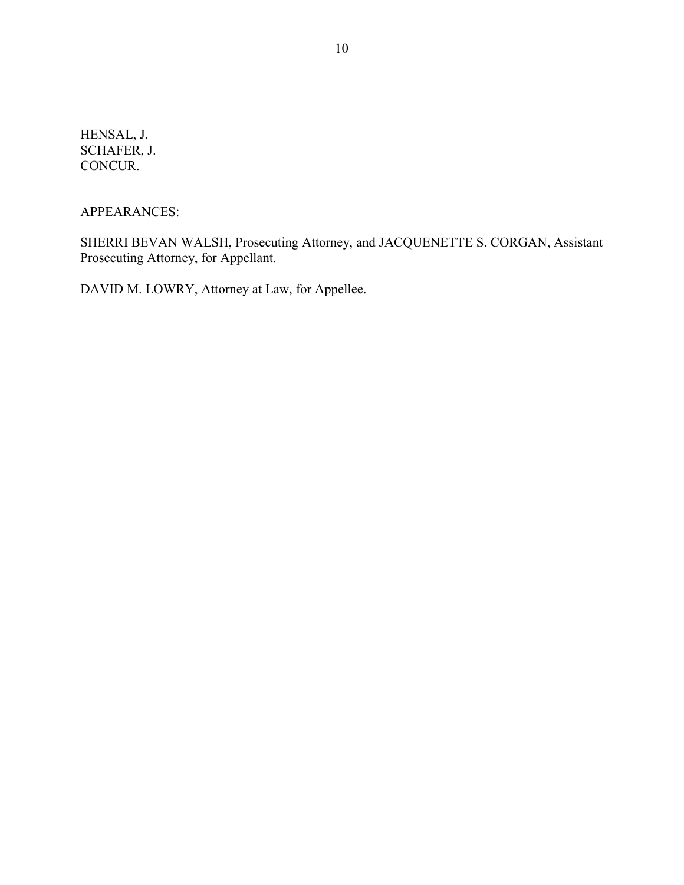HENSAL, J.
SCHAFER, J.
CONCUR.

APPEARANCES:

SHERRI BEVAN WALSH, Prosecuting Attorney, and JACQUENETTE S. CORGAN, Assistant Prosecuting Attorney, for Appellant.

DAVID M. LOWRY, Attorney at Law, for Appellee.